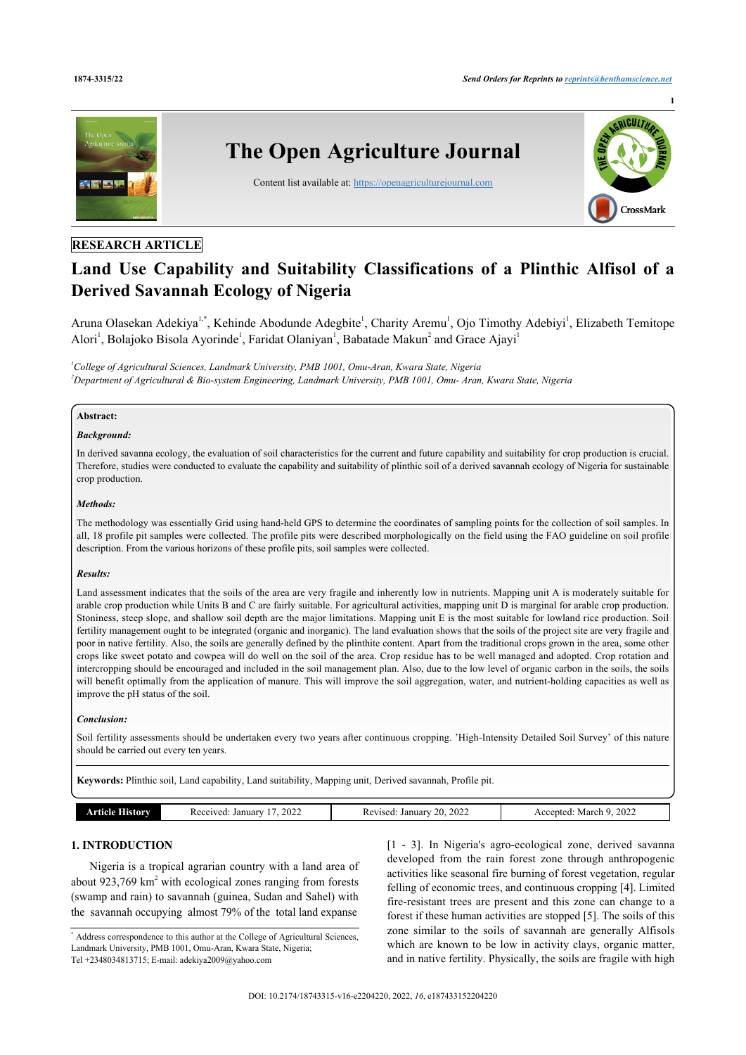RESEARCH ARTICLE

# Land Use Capability and Suitability Classifications of a Plinthic Alfisol of a Derived Savannah Ecology of Nigeria

Aruna Olasekan Adekiya[1,*], Kehinde Abodunde Adegbite[1], Charity Aremu[1], Ojo Timothy Adebiyi[1], Elizabeth Temitope Alori[1], Bolajoko Bisola Ayorinde[1], Faridat Olaniyan[1], Babatade Makun[2] and Grace Ajayi[1]

[1]*College of Agricultural Sciences, Landmark University, PMB 1001, Omu-Aran, Kwara State, Nigeria*
[2]*Department of Agricultural & Bio-system Engineering, Landmark University, PMB 1001, Omu- Aran, Kwara State, Nigeria*

**Abstract:**

***Background:***

In derived savanna ecology, the evaluation of soil characteristics for the current and future capability and suitability for crop production is crucial. Therefore, studies were conducted to evaluate the capability and suitability of plinthic soil of a derived savannah ecology of Nigeria for sustainable crop production.

***Methods:***

The methodology was essentially Grid using hand-held GPS to determine the coordinates of sampling points for the collection of soil samples. In all, 18 profile pit samples were collected. The profile pits were described morphologically on the field using the FAO guideline on soil profile description. From the various horizons of these profile pits, soil samples were collected.

***Results:***

Land assessment indicates that the soils of the area are very fragile and inherently low in nutrients. Mapping unit A is moderately suitable for arable crop production while Units B and C are fairly suitable. For agricultural activities, mapping unit D is marginal for arable crop production. Stoniness, steep slope, and shallow soil depth are the major limitations. Mapping unit E is the most suitable for lowland rice production. Soil fertility management ought to be integrated (organic and inorganic). The land evaluation shows that the soils of the project site are very fragile and poor in native fertility. Also, the soils are generally defined by the plinthite content. Apart from the traditional crops grown in the area, some other crops like sweet potato and cowpea will do well on the soil of the area. Crop residue has to be well managed and adopted. Crop rotation and intercropping should be encouraged and included in the soil management plan. Also, due to the low level of organic carbon in the soils, the soils will benefit optimally from the application of manure. This will improve the soil aggregation, water, and nutrient-holding capacities as well as improve the pH status of the soil.

***Conclusion:***

Soil fertility assessments should be undertaken every two years after continuous cropping. 'High-Intensity Detailed Soil Survey' of this nature should be carried out every ten years.

**Keywords:** Plinthic soil, Land capability, Land suitability, Mapping unit, Derived savannah, Profile pit.

| Article History | Received: January 17, 2022 | Revised: January 20, 2022 | Accepted: March 9, 2022 |
|---|---|---|---|

## 1. INTRODUCTION

Nigeria is a tropical agrarian country with a land area of about 923,769 km$^2$ with ecological zones ranging from forests (swamp and rain) to savannah (guinea, Sudan and Sahel) with the savannah occupying almost 79% of the total land expanse [1 - 3]. In Nigeria's agro-ecological zone, derived savanna developed from the rain forest zone through anthropogenic activities like seasonal fire burning of forest vegetation, regular felling of economic trees, and continuous cropping [4]. Limited fire-resistant trees are present and this zone can change to a forest if these human activities are stopped [5]. The soils of this zone similar to the soils of savannah are generally Alfisols which are known to be low in activity clays, organic matter, and in native fertility. Physically, the soils are fragile with high

[*] Address correspondence to this author at the College of Agricultural Sciences, Landmark University, PMB 1001, Omu-Aran, Kwara State, Nigeria; Tel +2348034813715; E-mail: adekiya2009@yahoo.com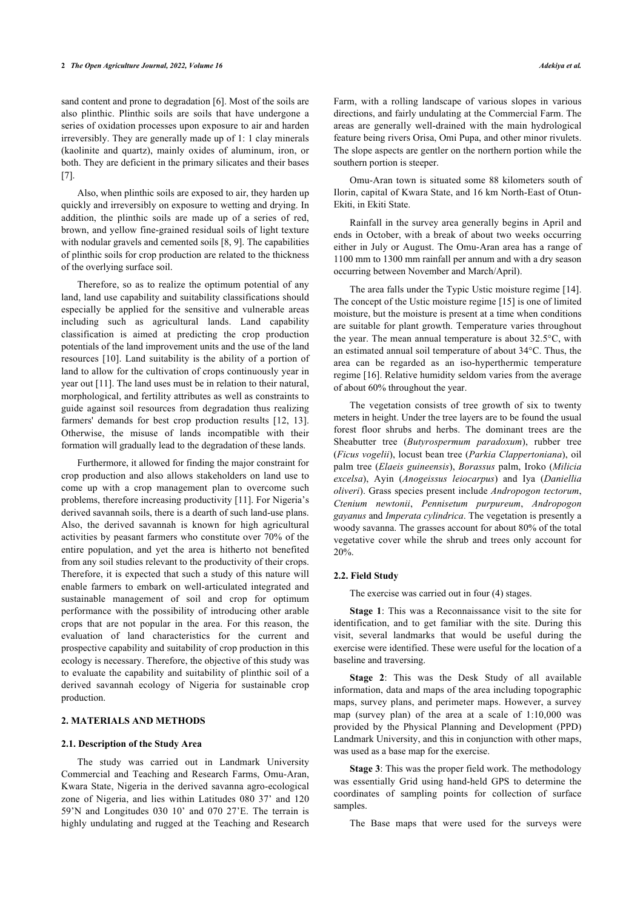sand content and prone to degradation [6]. Most of the soils are also plinthic. Plinthic soils are soils that have undergone a series of oxidation processes upon exposure to air and harden irreversibly. They are generally made up of 1: 1 clay minerals (kaolinite and quartz), mainly oxides of aluminum, iron, or both. They are deficient in the primary silicates and their bases [7].

Also, when plinthic soils are exposed to air, they harden up quickly and irreversibly on exposure to wetting and drying. In addition, the plinthic soils are made up of a series of red, brown, and yellow fine-grained residual soils of light texture with nodular gravels and cemented soils [8, 9]. The capabilities of plinthic soils for crop production are related to the thickness of the overlying surface soil.

Therefore, so as to realize the optimum potential of any land, land use capability and suitability classifications should especially be applied for the sensitive and vulnerable areas including such as agricultural lands. Land capability classification is aimed at predicting the crop production potentials of the land improvement units and the use of the land resources [10]. Land suitability is the ability of a portion of land to allow for the cultivation of crops continuously year in year out [11]. The land uses must be in relation to their natural, morphological, and fertility attributes as well as constraints to guide against soil resources from degradation thus realizing farmers' demands for best crop production results [12, 13]. Otherwise, the misuse of lands incompatible with their formation will gradually lead to the degradation of these lands.

Furthermore, it allowed for finding the major constraint for crop production and also allows stakeholders on land use to come up with a crop management plan to overcome such problems, therefore increasing productivity [11]. For Nigeria's derived savannah soils, there is a dearth of such land-use plans. Also, the derived savannah is known for high agricultural activities by peasant farmers who constitute over 70% of the entire population, and yet the area is hitherto not benefited from any soil studies relevant to the productivity of their crops. Therefore, it is expected that such a study of this nature will enable farmers to embark on well-articulated integrated and sustainable management of soil and crop for optimum performance with the possibility of introducing other arable crops that are not popular in the area. For this reason, the evaluation of land characteristics for the current and prospective capability and suitability of crop production in this ecology is necessary. Therefore, the objective of this study was to evaluate the capability and suitability of plinthic soil of a derived savannah ecology of Nigeria for sustainable crop production.

## 2. MATERIALS AND METHODS

### 2.1. Description of the Study Area

The study was carried out in Landmark University Commercial and Teaching and Research Farms, Omu-Aran, Kwara State, Nigeria in the derived savanna agro-ecological zone of Nigeria, and lies within Latitudes 080 37' and 120 59'N and Longitudes 030 10' and 070 27'E. The terrain is highly undulating and rugged at the Teaching and Research Farm, with a rolling landscape of various slopes in various directions, and fairly undulating at the Commercial Farm. The areas are generally well-drained with the main hydrological feature being rivers Orisa, Omi Pupa, and other minor rivulets. The slope aspects are gentler on the northern portion while the southern portion is steeper.

Omu-Aran town is situated some 88 kilometers south of Ilorin, capital of Kwara State, and 16 km North-East of Otun-Ekiti, in Ekiti State.

Rainfall in the survey area generally begins in April and ends in October, with a break of about two weeks occurring either in July or August. The Omu-Aran area has a range of 1100 mm to 1300 mm rainfall per annum and with a dry season occurring between November and March/April).

The area falls under the Typic Ustic moisture regime [14]. The concept of the Ustic moisture regime [15] is one of limited moisture, but the moisture is present at a time when conditions are suitable for plant growth. Temperature varies throughout the year. The mean annual temperature is about 32.5°C, with an estimated annual soil temperature of about 34°C. Thus, the area can be regarded as an iso-hyperthermic temperature regime [16]. Relative humidity seldom varies from the average of about 60% throughout the year.

The vegetation consists of tree growth of six to twenty meters in height. Under the tree layers are to be found the usual forest floor shrubs and herbs. The dominant trees are the Sheabutter tree (*Butyrospermum paradoxum*), rubber tree (*Ficus vogelii*), locust bean tree (*Parkia Clappertoniana*), oil palm tree (*Elaeis guineensis*), *Borassus* palm, Iroko (*Milicia excelsa*), Ayin (*Anogeissus leiocarpus*) and Iya (*Daniellia oliveri*). Grass species present include *Andropogon tectorum*, *Ctenium newtonii*, *Pennisetum purpureum*, *Andropogon gayanus* and *Imperata cylindrica*. The vegetation is presently a woody savanna. The grasses account for about 80% of the total vegetative cover while the shrub and trees only account for 20%.

### 2.2. Field Study

The exercise was carried out in four (4) stages.

**Stage 1**: This was a Reconnaissance visit to the site for identification, and to get familiar with the site. During this visit, several landmarks that would be useful during the exercise were identified. These were useful for the location of a baseline and traversing.

**Stage 2**: This was the Desk Study of all available information, data and maps of the area including topographic maps, survey plans, and perimeter maps. However, a survey map (survey plan) of the area at a scale of 1:10,000 was provided by the Physical Planning and Development (PPD) Landmark University, and this in conjunction with other maps, was used as a base map for the exercise.

**Stage 3**: This was the proper field work. The methodology was essentially Grid using hand-held GPS to determine the coordinates of sampling points for collection of surface samples.

The Base maps that were used for the surveys were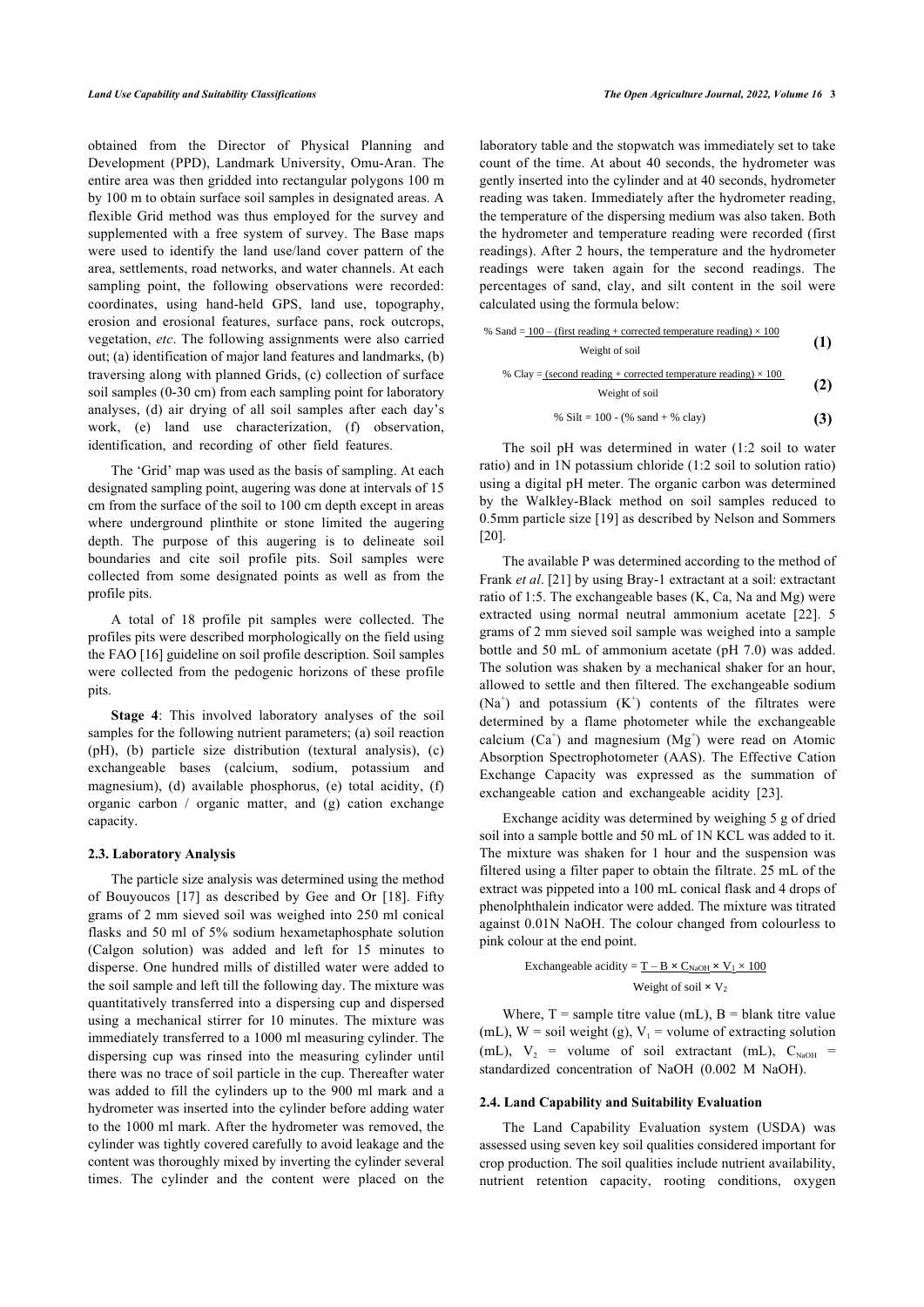obtained from the Director of Physical Planning and Development (PPD), Landmark University, Omu-Aran. The entire area was then gridded into rectangular polygons 100 m by 100 m to obtain surface soil samples in designated areas. A flexible Grid method was thus employed for the survey and supplemented with a free system of survey. The Base maps were used to identify the land use/land cover pattern of the area, settlements, road networks, and water channels. At each sampling point, the following observations were recorded: coordinates, using hand-held GPS, land use, topography, erosion and erosional features, surface pans, rock outcrops, vegetation, *etc*. The following assignments were also carried out; (a) identification of major land features and landmarks, (b) traversing along with planned Grids, (c) collection of surface soil samples (0-30 cm) from each sampling point for laboratory analyses, (d) air drying of all soil samples after each day's work, (e) land use characterization, (f) observation, identification, and recording of other field features.

The 'Grid' map was used as the basis of sampling. At each designated sampling point, augering was done at intervals of 15 cm from the surface of the soil to 100 cm depth except in areas where underground plinthite or stone limited the augering depth. The purpose of this augering is to delineate soil boundaries and cite soil profile pits. Soil samples were collected from some designated points as well as from the profile pits.

A total of 18 profile pit samples were collected. The profiles pits were described morphologically on the field using the FAO [16] guideline on soil profile description. Soil samples were collected from the pedogenic horizons of these profile pits.

**Stage 4**: This involved laboratory analyses of the soil samples for the following nutrient parameters; (a) soil reaction (pH), (b) particle size distribution (textural analysis), (c) exchangeable bases (calcium, sodium, potassium and magnesium), (d) available phosphorus, (e) total acidity, (f) organic carbon / organic matter, and (g) cation exchange capacity.

### 2.3. Laboratory Analysis

The particle size analysis was determined using the method of Bouyoucos [17] as described by Gee and Or [18]. Fifty grams of 2 mm sieved soil was weighed into 250 ml conical flasks and 50 ml of 5% sodium hexametaphosphate solution (Calgon solution) was added and left for 15 minutes to disperse. One hundred mills of distilled water were added to the soil sample and left till the following day. The mixture was quantitatively transferred into a dispersing cup and dispersed using a mechanical stirrer for 10 minutes. The mixture was immediately transferred to a 1000 ml measuring cylinder. The dispersing cup was rinsed into the measuring cylinder until there was no trace of soil particle in the cup. Thereafter water was added to fill the cylinders up to the 900 ml mark and a hydrometer was inserted into the cylinder before adding water to the 1000 ml mark. After the hydrometer was removed, the cylinder was tightly covered carefully to avoid leakage and the content was thoroughly mixed by inverting the cylinder several times. The cylinder and the content were placed on the laboratory table and the stopwatch was immediately set to take count of the time. At about 40 seconds, the hydrometer was gently inserted into the cylinder and at 40 seconds, hydrometer reading was taken. Immediately after the hydrometer reading, the temperature of the dispersing medium was also taken. Both the hydrometer and temperature reading were recorded (first readings). After 2 hours, the temperature and the hydrometer readings were taken again for the second readings. The percentages of sand, clay, and silt content in the soil were calculated using the formula below:

$$\% \text{ Sand} = \frac{100 - (\text{first reading} + \text{corrected temperature reading}) \times 100}{\text{Weight of soil}} \quad (1)$$

$$\% \text{ Clay} = \frac{(\text{second reading} + \text{corrected temperature reading}) \times 100}{\text{Weight of soil}} \quad (2)$$

$$\% \text{ Silt} = 100 - (\% \text{ sand} + \% \text{ clay}) \quad (3)$$

The soil pH was determined in water (1:2 soil to water ratio) and in 1N potassium chloride (1:2 soil to solution ratio) using a digital pH meter. The organic carbon was determined by the Walkley-Black method on soil samples reduced to 0.5mm particle size [19] as described by Nelson and Sommers [20].

The available P was determined according to the method of Frank *et al*. [21] by using Bray-1 extractant at a soil: extractant ratio of 1:5. The exchangeable bases (K, Ca, Na and Mg) were extracted using normal neutral ammonium acetate [22]. 5 grams of 2 mm sieved soil sample was weighed into a sample bottle and 50 mL of ammonium acetate (pH 7.0) was added. The solution was shaken by a mechanical shaker for an hour, allowed to settle and then filtered. The exchangeable sodium ($Na^+$) and potassium ($K^+$) contents of the filtrates were determined by a flame photometer while the exchangeable calcium ($Ca^+$) and magnesium ($Mg^+$) were read on Atomic Absorption Spectrophotometer (AAS). The Effective Cation Exchange Capacity was expressed as the summation of exchangeable cation and exchangeable acidity [23].

Exchange acidity was determined by weighing 5 g of dried soil into a sample bottle and 50 mL of 1N KCL was added to it. The mixture was shaken for 1 hour and the suspension was filtered using a filter paper to obtain the filtrate. 25 mL of the extract was pippeted into a 100 mL conical flask and 4 drops of phenolphthalein indicator were added. The mixture was titrated against 0.01N NaOH. The colour changed from colourless to pink colour at the end point.

$$\text{Exchangeable acidity} = \frac{T - B \times C_{NaOH} \times V_1 \times 100}{\text{Weight of soil} \times V_2}$$

Where, T = sample titre value (mL), B = blank titre value (mL), W = soil weight (g), $V_1$ = volume of extracting solution (mL), $V_2$ = volume of soil extractant (mL), $C_{NaOH}$ = standardized concentration of NaOH (0.002 M NaOH).

### 2.4. Land Capability and Suitability Evaluation

The Land Capability Evaluation system (USDA) was assessed using seven key soil qualities considered important for crop production. The soil qualities include nutrient availability, nutrient retention capacity, rooting conditions, oxygen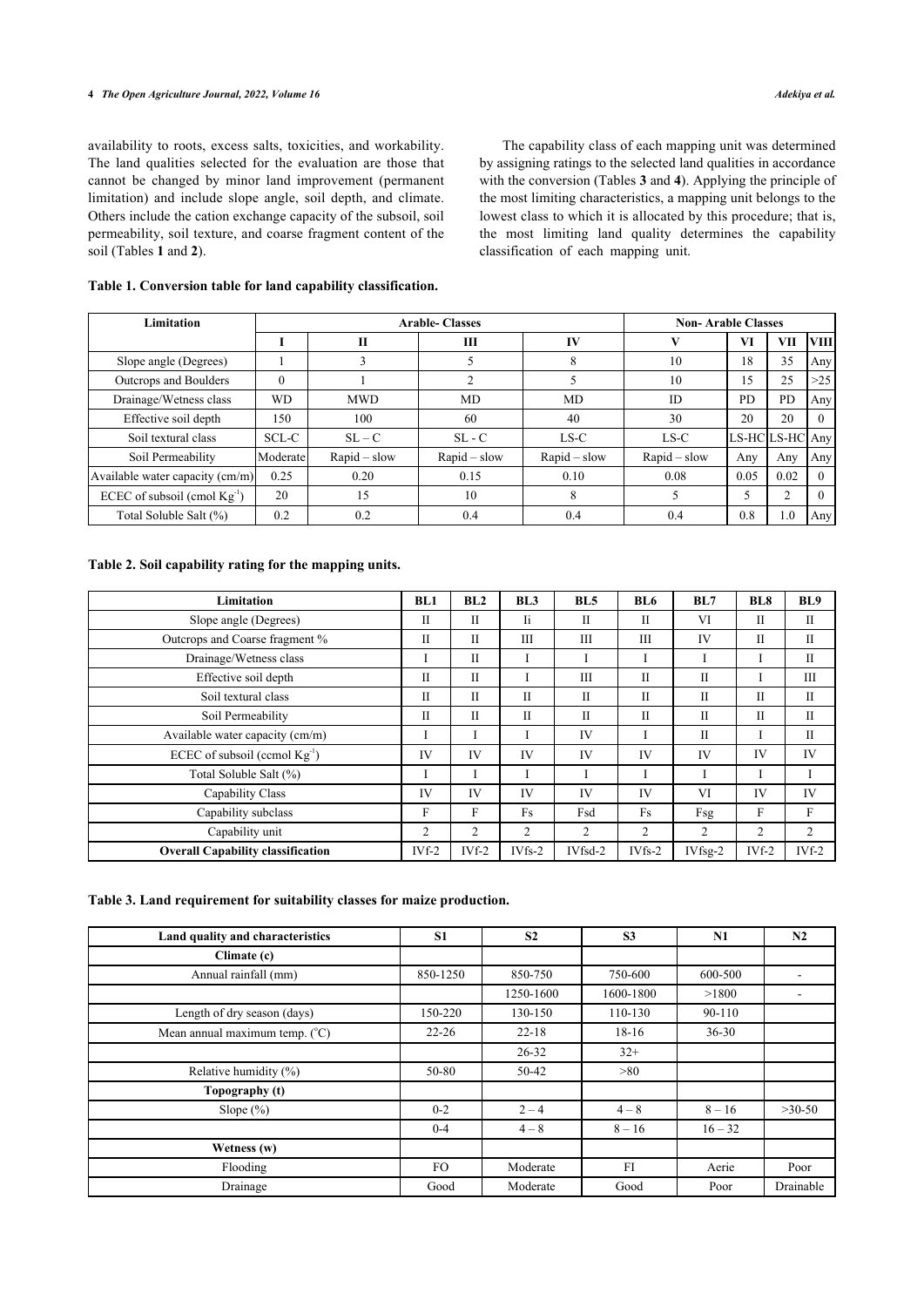availability to roots, excess salts, toxicities, and workability. The land qualities selected for the evaluation are those that cannot be changed by minor land improvement (permanent limitation) and include slope angle, soil depth, and climate. Others include the cation exchange capacity of the subsoil, soil permeability, soil texture, and coarse fragment content of the soil (Tables **1** and **2**).

The capability class of each mapping unit was determined by assigning ratings to the selected land qualities in accordance with the conversion (Tables **3** and **4**). Applying the principle of the most limiting characteristics, a mapping unit belongs to the lowest class to which it is allocated by this procedure; that is, the most limiting land quality determines the capability classification of each mapping unit.

**Table 1. Conversion table for land capability classification.**

| Limitation | Arable- Classes | | | | Non- Arable Classes | | | |
|---|---|---|---|---|---|---|---|---|
| | I | II | III | IV | V | VI | VII | VIII |
| Slope angle (Degrees) | 1 | 3 | 5 | 8 | 10 | 18 | 35 | Any |
| Outcrops and Boulders | 0 | 1 | 2 | 5 | 10 | 15 | 25 | >25 |
| Drainage/Wetness class | WD | MWD | MD | MD | ID | PD | PD | Any |
| Effective soil depth | 150 | 100 | 60 | 40 | 30 | 20 | 20 | 0 |
| Soil textural class | SCL-C | SL – C | SL - C | LS-C | LS-C | LS-HC | LS-HC | Any |
| Soil Permeability | Moderate | Rapid – slow | Rapid – slow | Rapid – slow | Rapid – slow | Any | Any | Any |
| Available water capacity (cm/m) | 0.25 | 0.20 | 0.15 | 0.10 | 0.08 | 0.05 | 0.02 | 0 |
| ECEC of subsoil (cmol $Kg^{-1}$) | 20 | 15 | 10 | 8 | 5 | 5 | 2 | 0 |
| Total Soluble Salt (%) | 0.2 | 0.2 | 0.4 | 0.4 | 0.4 | 0.8 | 1.0 | Any |

**Table 2. Soil capability rating for the mapping units.**

| Limitation | BL1 | BL2 | BL3 | BL5 | BL6 | BL7 | BL8 | BL9 |
|---|---|---|---|---|---|---|---|---|
| Slope angle (Degrees) | II | II | Ii | II | II | VI | II | II |
| Outcrops and Coarse fragment % | II | II | III | III | III | IV | II | II |
| Drainage/Wetness class | I | II | I | I | I | I | I | II |
| Effective soil depth | II | II | I | III | II | II | I | III |
| Soil textural class | II | II | II | II | II | II | II | II |
| Soil Permeability | II | II | II | II | II | II | II | II |
| Available water capacity (cm/m) | I | I | I | IV | I | II | I | II |
| ECEC of subsoil (ccmol $Kg^{-1}$) | IV | IV | IV | IV | IV | IV | IV | IV |
| Total Soluble Salt (%) | I | I | I | I | I | I | I | I |
| Capability Class | IV | IV | IV | IV | IV | VI | IV | IV |
| Capability subclass | F | F | Fs | Fsd | Fs | Fsg | F | F |
| Capability unit | 2 | 2 | 2 | 2 | 2 | 2 | 2 | 2 |
| **Overall Capability classification** | IVf-2 | IVf-2 | IVfs-2 | IVfsd-2 | IVfs-2 | IVfsg-2 | IVf-2 | IVf-2 |

**Table 3. Land requirement for suitability classes for maize production.**

| Land quality and characteristics | S1 | S2 | S3 | N1 | N2 |
|---|---|---|---|---|---|
| **Climate (c)** | | | | | |
| Annual rainfall (mm) | 850-1250 | 850-750 | 750-600 | 600-500 | - |
| | | 1250-1600 | 1600-1800 | >1800 | - |
| Length of dry season (days) | 150-220 | 130-150 | 110-130 | 90-110 | |
| Mean annual maximum temp. (°C) | 22-26 | 22-18 | 18-16 | 36-30 | |
| | | 26-32 | 32+ | | |
| Relative humidity (%) | 50-80 | 50-42 | >80 | | |
| **Topography (t)** | | | | | |
| Slope (%) | 0-2 | 2 – 4 | 4 – 8 | 8 – 16 | >30-50 |
| | 0-4 | 4 – 8 | 8 – 16 | 16 – 32 | |
| **Wetness (w)** | | | | | |
| Flooding | FO | Moderate | FI | Aerie | Poor |
| Drainage | Good | Moderate | Good | Poor | Drainable |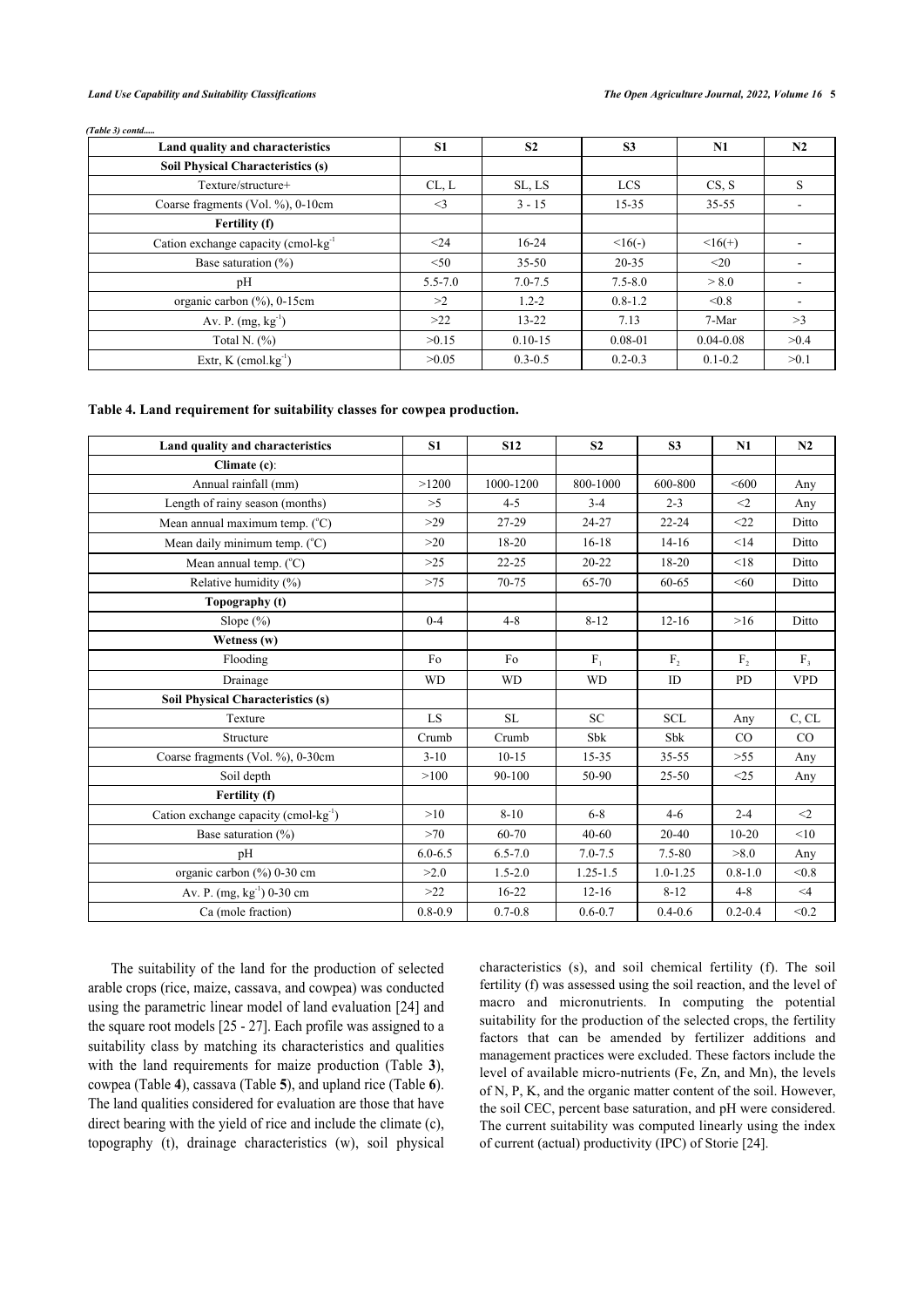*(Table 3) contd.....*

| Land quality and characteristics | S1 | S2 | S3 | N1 | N2 |
|---|---|---|---|---|---|
| **Soil Physical Characteristics (s)** | | | | | |
| Texture/structure+ | CL, L | SL, LS | LCS | CS, S | S |
| Coarse fragments (Vol. %), 0-10cm | <3 | 3 - 15 | 15-35 | 35-55 | - |
| **Fertility (f)** | | | | | |
| Cation exchange capacity ($cmol\text{-}kg^{-1}$ | <24 | 16-24 | <16(-) | <16(+) | - |
| Base saturation (%) | <50 | 35-50 | 20-35 | <20 | - |
| pH | 5.5-7.0 | 7.0-7.5 | 7.5-8.0 | > 8.0 | - |
| organic carbon (%), 0-15cm | >2 | 1.2-2 | 0.8-1.2 | <0.8 | - |
| Av. P. ($mg, kg^{-1}$) | >22 | 13-22 | 7.13 | 7-Mar | >3 |
| Total N. (%) | >0.15 | 0.10-15 | 0.08-01 | 0.04-0.08 | >0.4 |
| Extr, K ($cmol.kg^{-1}$) | >0.05 | 0.3-0.5 | 0.2-0.3 | 0.1-0.2 | >0.1 |

**Table 4. Land requirement for suitability classes for cowpea production.**

| Land quality and characteristics | S1 | S12 | S2 | S3 | N1 | N2 |
|---|---|---|---|---|---|---|
| **Climate (c)**: | | | | | | |
| Annual rainfall (mm) | >1200 | 1000-1200 | 800-1000 | 600-800 | <600 | Any |
| Length of rainy season (months) | >5 | 4-5 | 3-4 | 2-3 | <2 | Any |
| Mean annual maximum temp. (°C) | >29 | 27-29 | 24-27 | 22-24 | <22 | Ditto |
| Mean daily minimum temp. (°C) | >20 | 18-20 | 16-18 | 14-16 | <14 | Ditto |
| Mean annual temp. (°C) | >25 | 22-25 | 20-22 | 18-20 | <18 | Ditto |
| Relative humidity (%) | >75 | 70-75 | 65-70 | 60-65 | <60 | Ditto |
| **Topography (t)** | | | | | | |
| Slope (%) | 0-4 | 4-8 | 8-12 | 12-16 | >16 | Ditto |
| **Wetness (w)** | | | | | | |
| Flooding | Fo | Fo | $F_1$ | $F_2$ | $F_2$ | $F_3$ |
| Drainage | WD | WD | WD | ID | PD | VPD |
| **Soil Physical Characteristics (s)** | | | | | | |
| Texture | LS | SL | SC | SCL | Any | C, CL |
| Structure | Crumb | Crumb | Sbk | Sbk | CO | CO |
| Coarse fragments (Vol. %), 0-30cm | 3-10 | 10-15 | 15-35 | 35-55 | >55 | Any |
| Soil depth | >100 | 90-100 | 50-90 | 25-50 | <25 | Any |
| **Fertility (f)** | | | | | | |
| Cation exchange capacity ($cmol\text{-}kg^{-1}$) | >10 | 8-10 | 6-8 | 4-6 | 2-4 | <2 |
| Base saturation (%) | >70 | 60-70 | 40-60 | 20-40 | 10-20 | <10 |
| pH | 6.0-6.5 | 6.5-7.0 | 7.0-7.5 | 7.5-80 | >8.0 | Any |
| organic carbon (%) 0-30 cm | >2.0 | 1.5-2.0 | 1.25-1.5 | 1.0-1.25 | 0.8-1.0 | <0.8 |
| Av. P. ($mg, kg^{-1}$) 0-30 cm | >22 | 16-22 | 12-16 | 8-12 | 4-8 | <4 |
| Ca (mole fraction) | 0.8-0.9 | 0.7-0.8 | 0.6-0.7 | 0.4-0.6 | 0.2-0.4 | <0.2 |

The suitability of the land for the production of selected arable crops (rice, maize, cassava, and cowpea) was conducted using the parametric linear model of land evaluation [24] and the square root models [25 - 27]. Each profile was assigned to a suitability class by matching its characteristics and qualities with the land requirements for maize production (Table **3**), cowpea (Table **4**), cassava (Table **5**), and upland rice (Table **6**). The land qualities considered for evaluation are those that have direct bearing with the yield of rice and include the climate (c), topography (t), drainage characteristics (w), soil physical characteristics (s), and soil chemical fertility (f). The soil fertility (f) was assessed using the soil reaction, and the level of macro and micronutrients. In computing the potential suitability for the production of the selected crops, the fertility factors that can be amended by fertilizer additions and management practices were excluded. These factors include the level of available micro-nutrients (Fe, Zn, and Mn), the levels of N, P, K, and the organic matter content of the soil. However, the soil CEC, percent base saturation, and pH were considered. The current suitability was computed linearly using the index of current (actual) productivity (IPC) of Storie [24].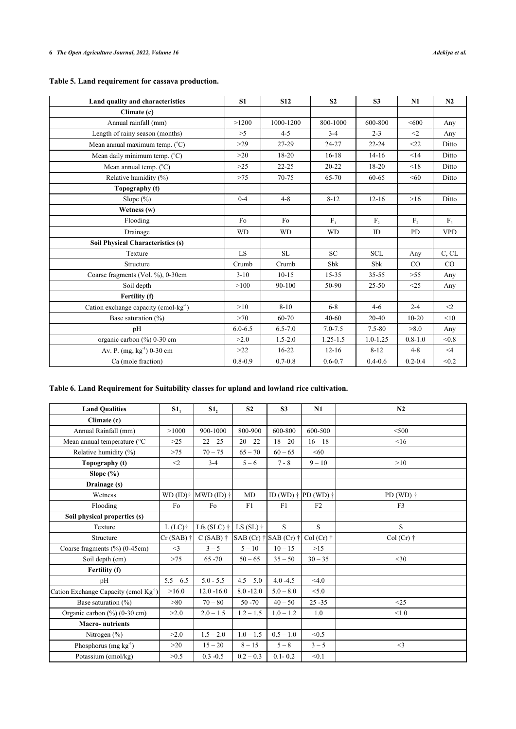**Table 5. Land requirement for cassava production.**

| Land quality and characteristics | S1 | S12 | S2 | S3 | N1 | N2 |
|---|---|---|---|---|---|---|
| **Climate (c)** | | | | | | |
| Annual rainfall (mm) | >1200 | 1000-1200 | 800-1000 | 600-800 | <600 | Any |
| Length of rainy season (months) | >5 | 4-5 | 3-4 | 2-3 | <2 | Any |
| Mean annual maximum temp. (°C) | >29 | 27-29 | 24-27 | 22-24 | <22 | Ditto |
| Mean daily minimum temp. (°C) | >20 | 18-20 | 16-18 | 14-16 | <14 | Ditto |
| Mean annual temp. (°C) | >25 | 22-25 | 20-22 | 18-20 | <18 | Ditto |
| Relative humidity (%) | >75 | 70-75 | 65-70 | 60-65 | <60 | Ditto |
| **Topography (t)** | | | | | | |
| Slope (%) | 0-4 | 4-8 | 8-12 | 12-16 | >16 | Ditto |
| **Wetness (w)** | | | | | | |
| Flooding | Fo | Fo | $F_1$ | $F_2$ | $F_2$ | $F_3$ |
| Drainage | WD | WD | WD | ID | PD | VPD |
| **Soil Physical Characteristics (s)** | | | | | | |
| Texture | LS | SL | SC | SCL | Any | C, CL |
| Structure | Crumb | Crumb | Sbk | Sbk | CO | CO |
| Coarse fragments (Vol. %), 0-30cm | 3-10 | 10-15 | 15-35 | 35-55 | >55 | Any |
| Soil depth | >100 | 90-100 | 50-90 | 25-50 | <25 | Any |
| **Fertility (f)** | | | | | | |
| Cation exchange capacity (cmol-$kg^{-1}$) | >10 | 8-10 | 6-8 | 4-6 | 2-4 | <2 |
| Base saturation (%) | >70 | 60-70 | 40-60 | 20-40 | 10-20 | <10 |
| pH | 6.0-6.5 | 6.5-7.0 | 7.0-7.5 | 7.5-80 | >8.0 | Any |
| organic carbon (%) 0-30 cm | >2.0 | 1.5-2.0 | 1.25-1.5 | 1.0-1.25 | 0.8-1.0 | <0.8 |
| Av. P. (mg, $kg^{-1}$) 0-30 cm | >22 | 16-22 | 12-16 | 8-12 | 4-8 | <4 |
| Ca (mole fraction) | 0.8-0.9 | 0.7-0.8 | 0.6-0.7 | 0.4-0.6 | 0.2-0.4 | <0.2 |

**Table 6. Land Requirement for Suitability classes for upland and lowland rice cultivation.**

| Land Qualities | $S1_1$ | $S1_2$ | S2 | S3 | N1 | N2 |
|---|---|---|---|---|---|---|
| **Climate (c)** | | | | | | |
| Annual Rainfall (mm) | >1000 | 900-1000 | 800-900 | 600-800 | 600-500 | <500 |
| Mean annual temperature (°C | >25 | 22 – 25 | 20 – 22 | 18 – 20 | 16 – 18 | <16 |
| Relative humidity (%) | >75 | 70 – 75 | 65 – 70 | 60 – 65 | <60 | |
| **Topography (t)** | <2 | 3-4 | 5 – 6 | 7 - 8 | 9 – 10 | >10 |
| **Slope (%)** | | | | | | |
| **Drainage (s)** | | | | | | |
| Wetness | WD (ID)† | MWD (ID) † | MD | ID (WD) † | PD (WD) † | PD (WD) † |
| Flooding | Fo | Fo | F1 | F1 | F2 | F3 |
| **Soil physical properties (s)** | | | | | | |
| Texture | L (LC)† | Lfs (SLC) † | LS (SL) † | S | S | S |
| Structure | Cr (SAB) † | C (SAB) † | SAB (Cr) † | SAB (Cr) † | Col (Cr) † | Col (Cr) † |
| Coarse fragments (%) (0-45cm) | <3 | 3 – 5 | 5 – 10 | 10 – 15 | >15 | |
| Soil depth (cm) | >75 | 65 -70 | 50 – 65 | 35 – 50 | 30 – 35 | <30 |
| **Fertility (f)** | | | | | | |
| pH | 5.5 – 6.5 | 5.0 - 5.5 | 4.5 – 5.0 | 4.0 -4.5 | <4.0 | |
| Cation Exchange Capacity (cmol $Kg^{-1}$) | >16.0 | 12.0 -16.0 | 8.0 -12.0 | 5.0 – 8.0 | <5.0 | |
| Base saturation (%) | >80 | 70 – 80 | 50 -70 | 40 – 50 | 25 -35 | <25 |
| Organic carbon (%) (0-30 cm) | >2.0 | 2.0 – 1.5 | 1.2 – 1.5 | 1.0 – 1.2 | 1.0 | <1.0 |
| **Macro- nutrients** | | | | | | |
| Nitrogen (%) | >2.0 | 1.5 – 2.0 | 1.0 – 1.5 | 0.5 – 1.0 | <0.5 | |
| Phosphorus (mg $kg^{-1}$) | >20 | 15 – 20 | 8 – 15 | 5 – 8 | 3 – 5 | <3 |
| Potassium (cmol/kg) | >0.5 | 0.3 -0.5 | 0.2 – 0.3 | 0.1- 0.2 | <0.1 | |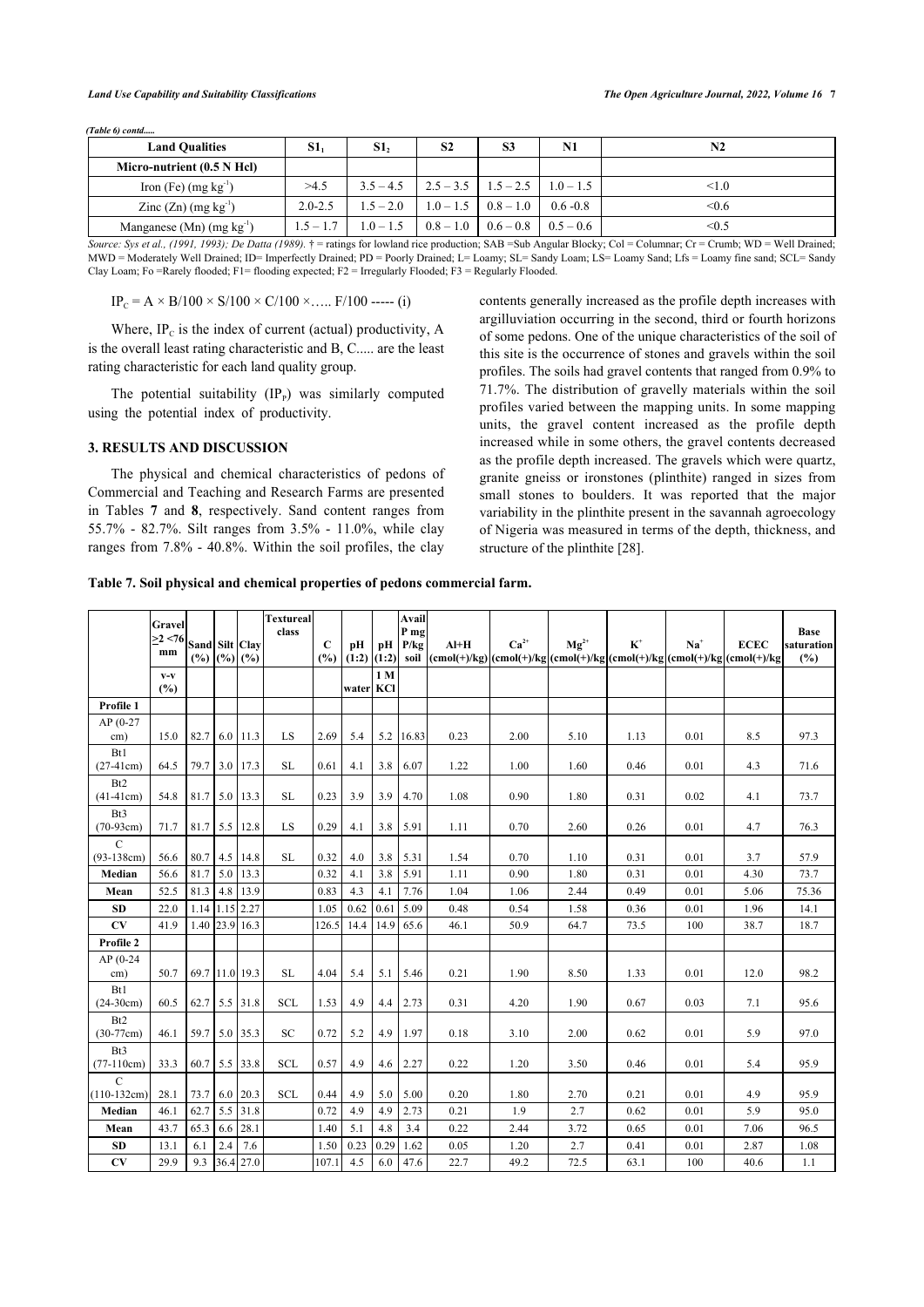*(Table 6) contd.....*

| Land Qualities | $S1_1$ | $S1_2$ | S2 | S3 | N1 | N2 |
|---|---|---|---|---|---|---|
| **Micro-nutrient (0.5 N Hcl)** | | | | | | |
| Iron (Fe) (mg $kg^{-1}$) | >4.5 | 3.5 – 4.5 | 2.5 – 3.5 | 1.5 – 2.5 | 1.0 – 1.5 | <1.0 |
| Zinc (Zn) (mg $kg^{-1}$) | 2.0-2.5 | 1.5 – 2.0 | 1.0 – 1.5 | 0.8 – 1.0 | 0.6 -0.8 | <0.6 |
| Manganese (Mn) (mg $kg^{-1}$) | 1.5 – 1.7 | 1.0 – 1.5 | 0.8 – 1.0 | 0.6 – 0.8 | 0.5 – 0.6 | <0.5 |

*Source: Sys et al., (1991, 1993); De Datta (1989).* † = ratings for lowland rice production; SAB =Sub Angular Blocky; Col = Columnar; Cr = Crumb; WD = Well Drained; MWD = Moderately Well Drained; ID= Imperfectly Drained; PD = Poorly Drained; L= Loamy; SL= Sandy Loam; LS= Loamy Sand; Lfs = Loamy fine sand; SCL= Sandy Clay Loam; Fo =Rarely flooded; F1= flooding expected; F2 = Irregularly Flooded; F3 = Regularly Flooded.

$$IP_C = A \times B/100 \times S/100 \times C/100 \times \ldots.. F/100 \text{ ----- (i)}$$

Where, $IP_C$ is the index of current (actual) productivity, A is the overall least rating characteristic and B, C..... are the least rating characteristic for each land quality group.

The potential suitability ($IP_P$) was similarly computed using the potential index of productivity.

## 3. RESULTS AND DISCUSSION

The physical and chemical characteristics of pedons of Commercial and Teaching and Research Farms are presented in Tables **7** and **8**, respectively. Sand content ranges from 55.7% - 82.7%. Silt ranges from 3.5% - 11.0%, while clay ranges from 7.8% - 40.8%. Within the soil profiles, the clay contents generally increased as the profile depth increases with argilluviation occurring in the second, third or fourth horizons of some pedons. One of the unique characteristics of the soil of this site is the occurrence of stones and gravels within the soil profiles. The soils had gravel contents that ranged from 0.9% to 71.7%. The distribution of gravelly materials within the soil profiles varied between the mapping units. In some mapping units, the gravel content increased as the profile depth increased while in some others, the gravel contents decreased as the profile depth increased. The gravels which were quartz, granite gneiss or ironstones (plinthite) ranged in sizes from small stones to boulders. It was reported that the major variability in the plinthite present in the savannah agroecology of Nigeria was measured in terms of the depth, thickness, and structure of the plinthite [28].

**Table 7. Soil physical and chemical properties of pedons commercial farm.**

| | Gravel ≥2 <76 mm | Sand (%) | Silt (%) | Clay (%) | Textureal class | C (%) | pH (1:2) | pH (1:2) | Avail P mg P/kg soil | Al+H (cmol(+)/kg) | $Ca^{2+}$ (cmol(+)/kg | $Mg^{2+}$ (cmol(+)/kg | $K^+$ (cmol(+)/kg | $Na^+$ (cmol(+)/kg | ECEC (cmol(+)/kg | Base saturation (%) |
|---|---|---|---|---|---|---|---|---|---|---|---|---|---|---|---|---|
| | v-v (%) | | | | | | water | 1 M KCl | | | | | | | | |
| **Profile 1** | | | | | | | | | | | | | | | | |
| AP (0-27 cm) | 15.0 | 82.7 | 6.0 | 11.3 | LS | 2.69 | 5.4 | 5.2 | 16.83 | 0.23 | 2.00 | 5.10 | 1.13 | 0.01 | 8.5 | 97.3 |
| Bt1 (27-41cm) | 64.5 | 79.7 | 3.0 | 17.3 | SL | 0.61 | 4.1 | 3.8 | 6.07 | 1.22 | 1.00 | 1.60 | 0.46 | 0.01 | 4.3 | 71.6 |
| Bt2 (41-41cm) | 54.8 | 81.7 | 5.0 | 13.3 | SL | 0.23 | 3.9 | 3.9 | 4.70 | 1.08 | 0.90 | 1.80 | 0.31 | 0.02 | 4.1 | 73.7 |
| Bt3 (70-93cm) | 71.7 | 81.7 | 5.5 | 12.8 | LS | 0.29 | 4.1 | 3.8 | 5.91 | 1.11 | 0.70 | 2.60 | 0.26 | 0.01 | 4.7 | 76.3 |
| C (93-138cm) | 56.6 | 80.7 | 4.5 | 14.8 | SL | 0.32 | 4.0 | 3.8 | 5.31 | 1.54 | 0.70 | 1.10 | 0.31 | 0.01 | 3.7 | 57.9 |
| **Median** | 56.6 | 81.7 | 5.0 | 13.3 | | 0.32 | 4.1 | 3.8 | 5.91 | 1.11 | 0.90 | 1.80 | 0.31 | 0.01 | 4.30 | 73.7 |
| **Mean** | 52.5 | 81.3 | 4.8 | 13.9 | | 0.83 | 4.3 | 4.1 | 7.76 | 1.04 | 1.06 | 2.44 | 0.49 | 0.01 | 5.06 | 75.36 |
| **SD** | 22.0 | 1.14 | 1.15 | 2.27 | | 1.05 | 0.62 | 0.61 | 5.09 | 0.48 | 0.54 | 1.58 | 0.36 | 0.01 | 1.96 | 14.1 |
| **CV** | 41.9 | 1.40 | 23.9 | 16.3 | | 126.5 | 14.4 | 14.9 | 65.6 | 46.1 | 50.9 | 64.7 | 73.5 | 100 | 38.7 | 18.7 |
| **Profile 2** | | | | | | | | | | | | | | | | |
| AP (0-24 cm) | 50.7 | 69.7 | 11.0 | 19.3 | SL | 4.04 | 5.4 | 5.1 | 5.46 | 0.21 | 1.90 | 8.50 | 1.33 | 0.01 | 12.0 | 98.2 |
| Bt1 (24-30cm) | 60.5 | 62.7 | 5.5 | 31.8 | SCL | 1.53 | 4.9 | 4.4 | 2.73 | 0.31 | 4.20 | 1.90 | 0.67 | 0.03 | 7.1 | 95.6 |
| Bt2 (30-77cm) | 46.1 | 59.7 | 5.0 | 35.3 | SC | 0.72 | 5.2 | 4.9 | 1.97 | 0.18 | 3.10 | 2.00 | 0.62 | 0.01 | 5.9 | 97.0 |
| Bt3 (77-110cm) | 33.3 | 60.7 | 5.5 | 33.8 | SCL | 0.57 | 4.9 | 4.6 | 2.27 | 0.22 | 1.20 | 3.50 | 0.46 | 0.01 | 5.4 | 95.9 |
| C (110-132cm) | 28.1 | 73.7 | 6.0 | 20.3 | SCL | 0.44 | 4.9 | 5.0 | 5.00 | 0.20 | 1.80 | 2.70 | 0.21 | 0.01 | 4.9 | 95.9 |
| **Median** | 46.1 | 62.7 | 5.5 | 31.8 | | 0.72 | 4.9 | 4.9 | 2.73 | 0.21 | 1.9 | 2.7 | 0.62 | 0.01 | 5.9 | 95.0 |
| **Mean** | 43.7 | 65.3 | 6.6 | 28.1 | | 1.40 | 5.1 | 4.8 | 3.4 | 0.22 | 2.44 | 3.72 | 0.65 | 0.01 | 7.06 | 96.5 |
| **SD** | 13.1 | 6.1 | 2.4 | 7.6 | | 1.50 | 0.23 | 0.29 | 1.62 | 0.05 | 1.20 | 2.7 | 0.41 | 0.01 | 2.87 | 1.08 |
| **CV** | 29.9 | 9.3 | 36.4 | 27.0 | | 107.1 | 4.5 | 6.0 | 47.6 | 22.7 | 49.2 | 72.5 | 63.1 | 100 | 40.6 | 1.1 |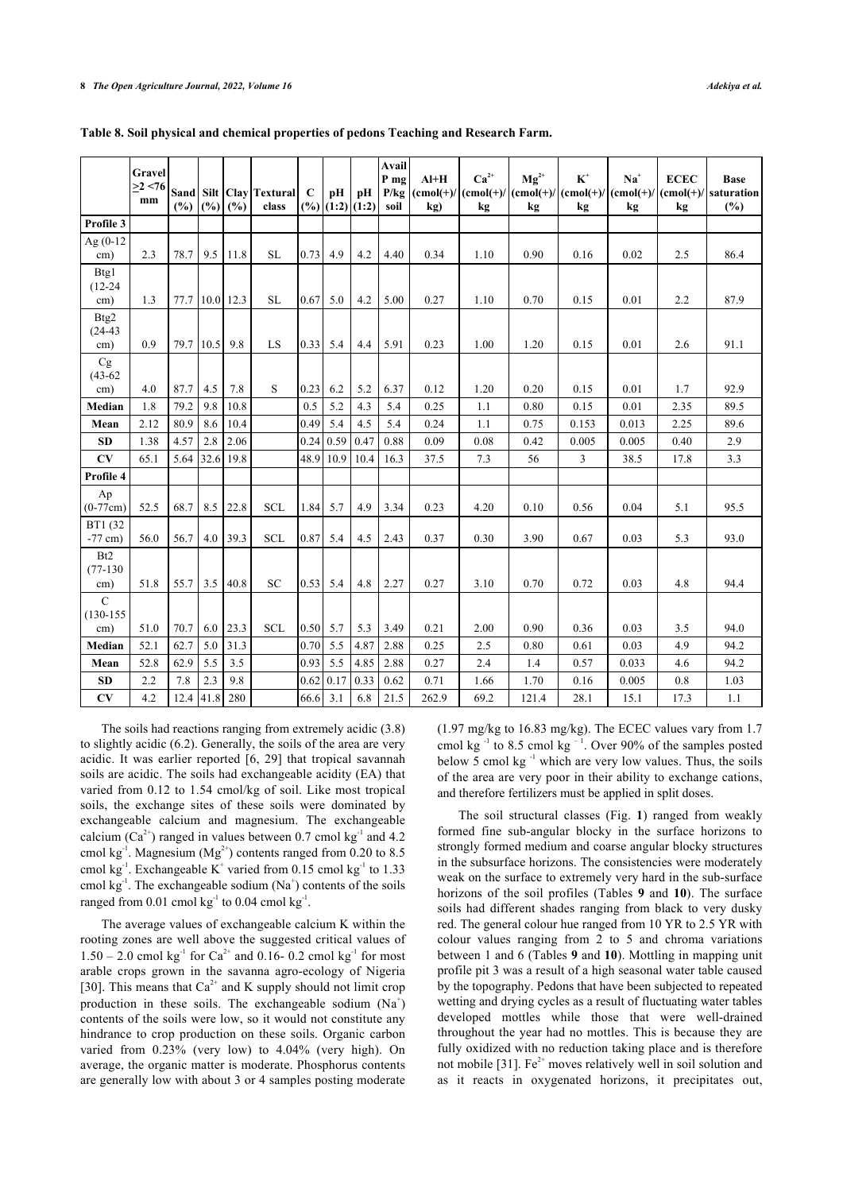**Table 8. Soil physical and chemical properties of pedons Teaching and Research Farm.**

| | Gravel ≥2 <76 mm | Sand (%) | Silt (%) | Clay (%) | Textural class | C (%) | pH (1:2) | pH (1:2) | Avail P mg P/kg soil | Al+H (cmol(+)/ kg) | $Ca^{2+}$ (cmol(+)/ kg | $Mg^{2+}$ (cmol(+)/ kg | $K^{+}$ (cmol(+)/ kg | $Na^{+}$ (cmol(+)/ kg | ECEC (cmol(+)/ kg | Base saturation (%) |
|---|---|---|---|---|---|---|---|---|---|---|---|---|---|---|---|---|
| **Profile 3** | | | | | | | | | | | | | | | | |
| Ag (0-12 cm) | 2.3 | 78.7 | 9.5 | 11.8 | SL | 0.73 | 4.9 | 4.2 | 4.40 | 0.34 | 1.10 | 0.90 | 0.16 | 0.02 | 2.5 | 86.4 |
| Btg1 (12-24 cm) | 1.3 | 77.7 | 10.0 | 12.3 | SL | 0.67 | 5.0 | 4.2 | 5.00 | 0.27 | 1.10 | 0.70 | 0.15 | 0.01 | 2.2 | 87.9 |
| Btg2 (24-43 cm) | 0.9 | 79.7 | 10.5 | 9.8 | LS | 0.33 | 5.4 | 4.4 | 5.91 | 0.23 | 1.00 | 1.20 | 0.15 | 0.01 | 2.6 | 91.1 |
| Cg (43-62 cm) | 4.0 | 87.7 | 4.5 | 7.8 | S | 0.23 | 6.2 | 5.2 | 6.37 | 0.12 | 1.20 | 0.20 | 0.15 | 0.01 | 1.7 | 92.9 |
| **Median** | 1.8 | 79.2 | 9.8 | 10.8 | | 0.5 | 5.2 | 4.3 | 5.4 | 0.25 | 1.1 | 0.80 | 0.15 | 0.01 | 2.35 | 89.5 |
| **Mean** | 2.12 | 80.9 | 8.6 | 10.4 | | 0.49 | 5.4 | 4.5 | 5.4 | 0.24 | 1.1 | 0.75 | 0.153 | 0.013 | 2.25 | 89.6 |
| **SD** | 1.38 | 4.57 | 2.8 | 2.06 | | 0.24 | 0.59 | 0.47 | 0.88 | 0.09 | 0.08 | 0.42 | 0.005 | 0.005 | 0.40 | 2.9 |
| **CV** | 65.1 | 5.64 | 32.6 | 19.8 | | 48.9 | 10.9 | 10.4 | 16.3 | 37.5 | 7.3 | 56 | 3 | 38.5 | 17.8 | 3.3 |
| **Profile 4** | | | | | | | | | | | | | | | | |
| Ap (0-77cm) | 52.5 | 68.7 | 8.5 | 22.8 | SCL | 1.84 | 5.7 | 4.9 | 3.34 | 0.23 | 4.20 | 0.10 | 0.56 | 0.04 | 5.1 | 95.5 |
| BT1 (32 -77 cm) | 56.0 | 56.7 | 4.0 | 39.3 | SCL | 0.87 | 5.4 | 4.5 | 2.43 | 0.37 | 0.30 | 3.90 | 0.67 | 0.03 | 5.3 | 93.0 |
| Bt2 (77-130 cm) | 51.8 | 55.7 | 3.5 | 40.8 | SC | 0.53 | 5.4 | 4.8 | 2.27 | 0.27 | 3.10 | 0.70 | 0.72 | 0.03 | 4.8 | 94.4 |
| C (130-155 cm) | 51.0 | 70.7 | 6.0 | 23.3 | SCL | 0.50 | 5.7 | 5.3 | 3.49 | 0.21 | 2.00 | 0.90 | 0.36 | 0.03 | 3.5 | 94.0 |
| **Median** | 52.1 | 62.7 | 5.0 | 31.3 | | 0.70 | 5.5 | 4.87 | 2.88 | 0.25 | 2.5 | 0.80 | 0.61 | 0.03 | 4.9 | 94.2 |
| **Mean** | 52.8 | 62.9 | 5.5 | 3.5 | | 0.93 | 5.5 | 4.85 | 2.88 | 0.27 | 2.4 | 1.4 | 0.57 | 0.033 | 4.6 | 94.2 |
| **SD** | 2.2 | 7.8 | 2.3 | 9.8 | | 0.62 | 0.17 | 0.33 | 0.62 | 0.71 | 1.66 | 1.70 | 0.16 | 0.005 | 0.8 | 1.03 |
| **CV** | 4.2 | 12.4 | 41.8 | 280 | | 66.6 | 3.1 | 6.8 | 21.5 | 262.9 | 69.2 | 121.4 | 28.1 | 15.1 | 17.3 | 1.1 |

The soils had reactions ranging from extremely acidic (3.8) to slightly acidic (6.2). Generally, the soils of the area are very acidic. It was earlier reported [6, 29] that tropical savannah soils are acidic. The soils had exchangeable acidity (EA) that varied from 0.12 to 1.54 cmol/kg of soil. Like most tropical soils, the exchange sites of these soils were dominated by exchangeable calcium and magnesium. The exchangeable calcium ($Ca^{2+}$) ranged in values between 0.7 cmol $kg^{-1}$ and 4.2 cmol $kg^{-1}$. Magnesium ($Mg^{2+}$) contents ranged from 0.20 to 8.5 cmol $kg^{-1}$. Exchangeable $K^{+}$ varied from 0.15 cmol $kg^{-1}$ to 1.33 cmol $kg^{-1}$. The exchangeable sodium ($Na^{+}$) contents of the soils ranged from 0.01 cmol $kg^{-1}$ to 0.04 cmol $kg^{-1}$.

The average values of exchangeable calcium K within the rooting zones are well above the suggested critical values of 1.50 – 2.0 cmol $kg^{-1}$ for $Ca^{2+}$ and 0.16- 0.2 cmol $kg^{-1}$ for most arable crops grown in the savanna agro-ecology of Nigeria [30]. This means that $Ca^{2+}$ and K supply should not limit crop production in these soils. The exchangeable sodium ($Na^{+}$) contents of the soils were low, so it would not constitute any hindrance to crop production on these soils. Organic carbon varied from 0.23% (very low) to 4.04% (very high). On average, the organic matter is moderate. Phosphorus contents are generally low with about 3 or 4 samples posting moderate (1.97 mg/kg to 16.83 mg/kg). The ECEC values vary from 1.7 cmol $kg^{-1}$ to 8.5 cmol $kg^{-1}$. Over 90% of the samples posted below 5 cmol $kg^{-1}$ which are very low values. Thus, the soils of the area are very poor in their ability to exchange cations, and therefore fertilizers must be applied in split doses.

The soil structural classes (Fig. **1**) ranged from weakly formed fine sub-angular blocky in the surface horizons to strongly formed medium and coarse angular blocky structures in the subsurface horizons. The consistencies were moderately weak on the surface to extremely very hard in the sub-surface horizons of the soil profiles (Tables **9** and **10**). The surface soils had different shades ranging from black to very dusky red. The general colour hue ranged from 10 YR to 2.5 YR with colour values ranging from 2 to 5 and chroma variations between 1 and 6 (Tables **9** and **10**). Mottling in mapping unit profile pit 3 was a result of a high seasonal water table caused by the topography. Pedons that have been subjected to repeated wetting and drying cycles as a result of fluctuating water tables developed mottles while those that were well-drained throughout the year had no mottles. This is because they are fully oxidized with no reduction taking place and is therefore not mobile [31]. $Fe^{2+}$ moves relatively well in soil solution and as it reacts in oxygenated horizons, it precipitates out,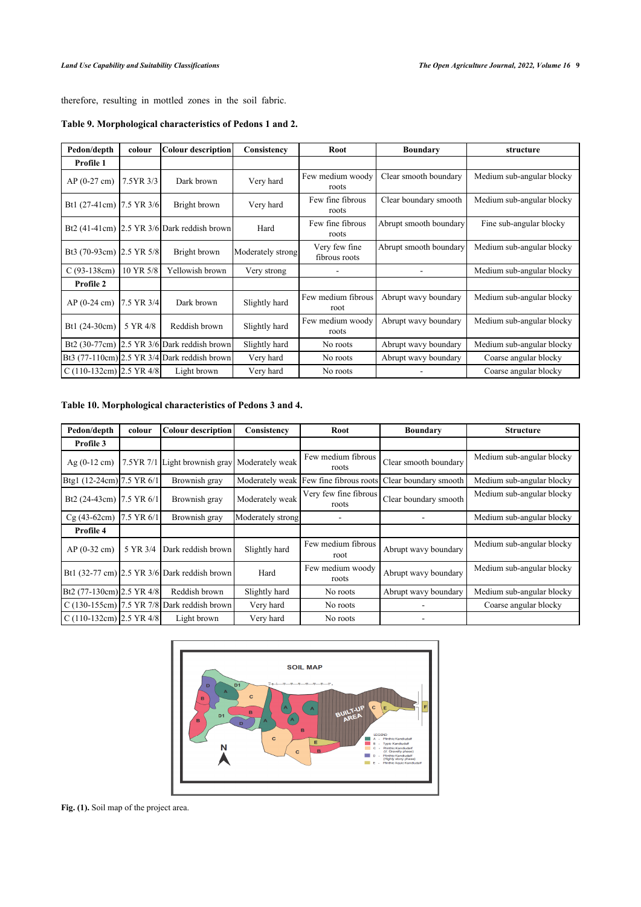therefore, resulting in mottled zones in the soil fabric.

**Table 9. Morphological characteristics of Pedons 1 and 2.**

| Pedon/depth | colour | Colour description | Consistency | Root | Boundary | structure |
|---|---|---|---|---|---|---|
| **Profile 1** | | | | | | |
| AP (0-27 cm) | 7.5YR 3/3 | Dark brown | Very hard | Few medium woody roots | Clear smooth boundary | Medium sub-angular blocky |
| Bt1 (27-41cm) | 7.5 YR 3/6 | Bright brown | Very hard | Few fine fibrous roots | Clear boundary smooth | Medium sub-angular blocky |
| Bt2 (41-41cm) | 2.5 YR 3/6 | Dark reddish brown | Hard | Few fine fibrous roots | Abrupt smooth boundary | Fine sub-angular blocky |
| Bt3 (70-93cm) | 2.5 YR 5/8 | Bright brown | Moderately strong | Very few fine fibrous roots | Abrupt smooth boundary | Medium sub-angular blocky |
| C (93-138cm) | 10 YR 5/8 | Yellowish brown | Very strong | - | - | Medium sub-angular blocky |
| **Profile 2** | | | | | | |
| AP (0-24 cm) | 7.5 YR 3/4 | Dark brown | Slightly hard | Few medium fibrous root | Abrupt wavy boundary | Medium sub-angular blocky |
| Bt1 (24-30cm) | 5 YR 4/8 | Reddish brown | Slightly hard | Few medium woody roots | Abrupt wavy boundary | Medium sub-angular blocky |
| Bt2 (30-77cm) | 2.5 YR 3/6 | Dark reddish brown | Slightly hard | No roots | Abrupt wavy boundary | Medium sub-angular blocky |
| Bt3 (77-110cm) | 2.5 YR 3/4 | Dark reddish brown | Very hard | No roots | Abrupt wavy boundary | Coarse angular blocky |
| C (110-132cm) | 2.5 YR 4/8 | Light brown | Very hard | No roots | - | Coarse angular blocky |

**Table 10. Morphological characteristics of Pedons 3 and 4.**

| Pedon/depth | colour | Colour description | Consistency | Root | Boundary | Structure |
|---|---|---|---|---|---|---|
| **Profile 3** | | | | | | |
| Ag (0-12 cm) | 7.5YR 7/1 | Light brownish gray | Moderately weak | Few medium fibrous roots | Clear smooth boundary | Medium sub-angular blocky |
| Btg1 (12-24cm) | 7.5 YR 6/1 | Brownish gray | Moderately weak | Few fine fibrous roots | Clear boundary smooth | Medium sub-angular blocky |
| Bt2 (24-43cm) | 7.5 YR 6/1 | Brownish gray | Moderately weak | Very few fine fibrous roots | Clear boundary smooth | Medium sub-angular blocky |
| Cg (43-62cm) | 7.5 YR 6/1 | Brownish gray | Moderately strong | - | - | Medium sub-angular blocky |
| **Profile 4** | | | | | | |
| AP (0-32 cm) | 5 YR 3/4 | Dark reddish brown | Slightly hard | Few medium fibrous root | Abrupt wavy boundary | Medium sub-angular blocky |
| Bt1 (32-77 cm) | 2.5 YR 3/6 | Dark reddish brown | Hard | Few medium woody roots | Abrupt wavy boundary | Medium sub-angular blocky |
| Bt2 (77-130cm) | 2.5 YR 4/8 | Reddish brown | Slightly hard | No roots | Abrupt wavy boundary | Medium sub-angular blocky |
| C (130-155cm) | 7.5 YR 7/8 | Dark reddish brown | Very hard | No roots | - | Coarse angular blocky |
| C (110-132cm) | 2.5 YR 4/8 | Light brown | Very hard | No roots | - | |

**Fig. (1).** Soil map of the project area.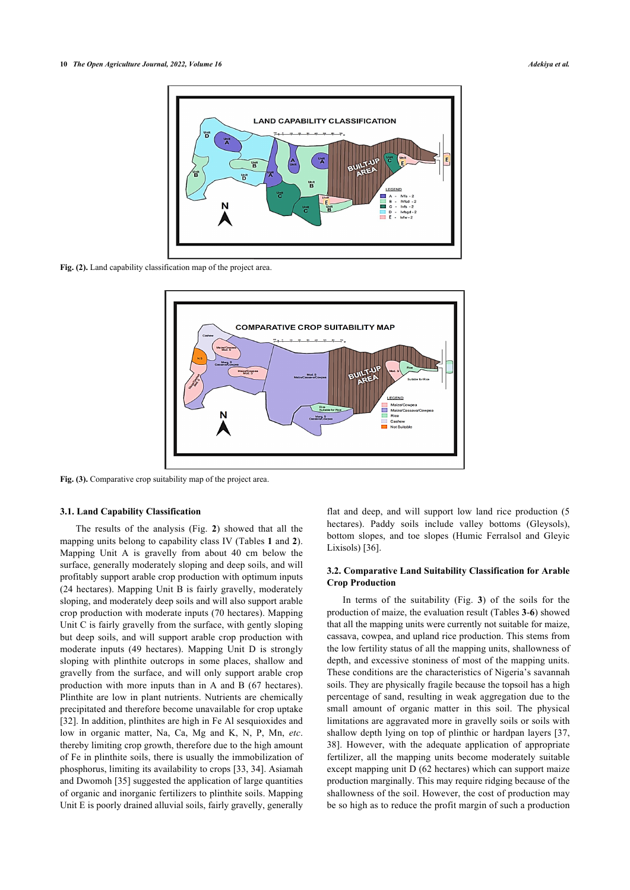Fig. (2). Land capability classification map of the project area.

Fig. (3). Comparative crop suitability map of the project area.

### 3.1. Land Capability Classification

The results of the analysis (Fig. **2**) showed that all the mapping units belong to capability class IV (Tables **1** and **2**). Mapping Unit A is gravelly from about 40 cm below the surface, generally moderately sloping and deep soils, and will profitably support arable crop production with optimum inputs (24 hectares). Mapping Unit B is fairly gravelly, moderately sloping, and moderately deep soils and will also support arable crop production with moderate inputs (70 hectares). Mapping Unit C is fairly gravelly from the surface, with gently sloping but deep soils, and will support arable crop production with moderate inputs (49 hectares). Mapping Unit D is strongly sloping with plinthite outcrops in some places, shallow and gravelly from the surface, and will only support arable crop production with more inputs than in A and B (67 hectares). Plinthite are low in plant nutrients. Nutrients are chemically precipitated and therefore become unavailable for crop uptake [32]. In addition, plinthites are high in Fe Al sesquioxides and low in organic matter, Na, Ca, Mg and K, N, P, Mn, *etc.* thereby limiting crop growth, therefore due to the high amount of Fe in plinthite soils, there is usually the immobilization of phosphorus, limiting its availability to crops [33, 34]. Asiamah and Dwomoh [35] suggested the application of large quantities of organic and inorganic fertilizers to plinthite soils. Mapping Unit E is poorly drained alluvial soils, fairly gravelly, generally flat and deep, and will support low land rice production (5 hectares). Paddy soils include valley bottoms (Gleysols), bottom slopes, and toe slopes (Humic Ferralsol and Gleyic Lixisols) [36].

### 3.2. Comparative Land Suitability Classification for Arable Crop Production

In terms of the suitability (Fig. **3**) of the soils for the production of maize, the evaluation result (Tables **3**-**6**) showed that all the mapping units were currently not suitable for maize, cassava, cowpea, and upland rice production. This stems from the low fertility status of all the mapping units, shallowness of depth, and excessive stoniness of most of the mapping units. These conditions are the characteristics of Nigeria's savannah soils. They are physically fragile because the topsoil has a high percentage of sand, resulting in weak aggregation due to the small amount of organic matter in this soil. The physical limitations are aggravated more in gravelly soils or soils with shallow depth lying on top of plinthic or hardpan layers [37, 38]. However, with the adequate application of appropriate fertilizer, all the mapping units become moderately suitable except mapping unit D (62 hectares) which can support maize production marginally. This may require ridging because of the shallowness of the soil. However, the cost of production may be so high as to reduce the profit margin of such a production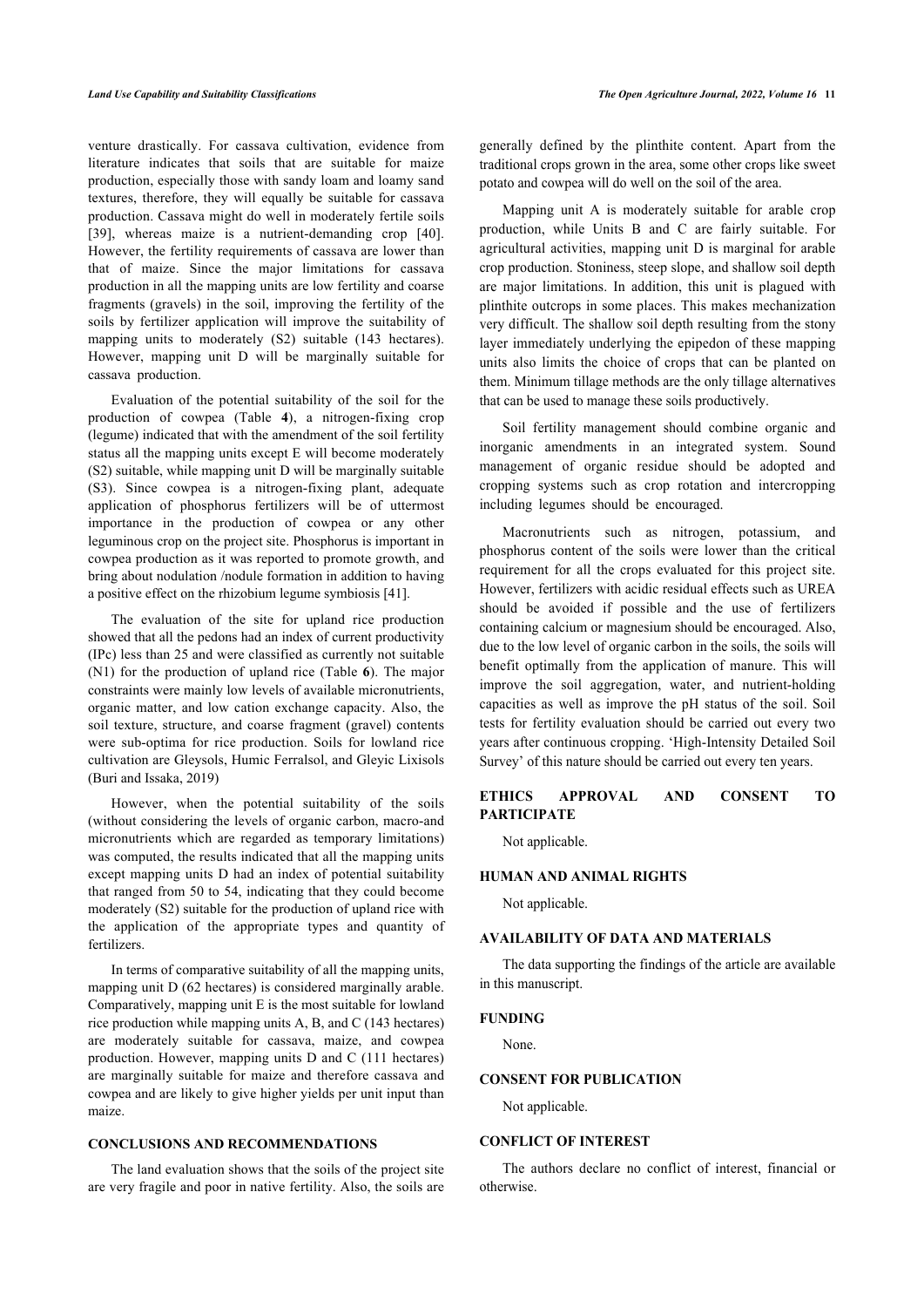venture drastically. For cassava cultivation, evidence from literature indicates that soils that are suitable for maize production, especially those with sandy loam and loamy sand textures, therefore, they will equally be suitable for cassava production. Cassava might do well in moderately fertile soils [39], whereas maize is a nutrient-demanding crop [40]. However, the fertility requirements of cassava are lower than that of maize. Since the major limitations for cassava production in all the mapping units are low fertility and coarse fragments (gravels) in the soil, improving the fertility of the soils by fertilizer application will improve the suitability of mapping units to moderately (S2) suitable (143 hectares). However, mapping unit D will be marginally suitable for cassava production.

Evaluation of the potential suitability of the soil for the production of cowpea (Table **4**), a nitrogen-fixing crop (legume) indicated that with the amendment of the soil fertility status all the mapping units except E will become moderately (S2) suitable, while mapping unit D will be marginally suitable (S3). Since cowpea is a nitrogen-fixing plant, adequate application of phosphorus fertilizers will be of uttermost importance in the production of cowpea or any other leguminous crop on the project site. Phosphorus is important in cowpea production as it was reported to promote growth, and bring about nodulation /nodule formation in addition to having a positive effect on the rhizobium legume symbiosis [41].

The evaluation of the site for upland rice production showed that all the pedons had an index of current productivity (IPc) less than 25 and were classified as currently not suitable (N1) for the production of upland rice (Table **6**). The major constraints were mainly low levels of available micronutrients, organic matter, and low cation exchange capacity. Also, the soil texture, structure, and coarse fragment (gravel) contents were sub-optima for rice production. Soils for lowland rice cultivation are Gleysols, Humic Ferralsol, and Gleyic Lixisols (Buri and Issaka, 2019)

However, when the potential suitability of the soils (without considering the levels of organic carbon, macro-and micronutrients which are regarded as temporary limitations) was computed, the results indicated that all the mapping units except mapping units D had an index of potential suitability that ranged from 50 to 54, indicating that they could become moderately (S2) suitable for the production of upland rice with the application of the appropriate types and quantity of fertilizers.

In terms of comparative suitability of all the mapping units, mapping unit D (62 hectares) is considered marginally arable. Comparatively, mapping unit E is the most suitable for lowland rice production while mapping units A, B, and C (143 hectares) are moderately suitable for cassava, maize, and cowpea production. However, mapping units D and C (111 hectares) are marginally suitable for maize and therefore cassava and cowpea and are likely to give higher yields per unit input than maize.

## CONCLUSIONS AND RECOMMENDATIONS

The land evaluation shows that the soils of the project site are very fragile and poor in native fertility. Also, the soils are generally defined by the plinthite content. Apart from the traditional crops grown in the area, some other crops like sweet potato and cowpea will do well on the soil of the area.

Mapping unit A is moderately suitable for arable crop production, while Units B and C are fairly suitable. For agricultural activities, mapping unit D is marginal for arable crop production. Stoniness, steep slope, and shallow soil depth are major limitations. In addition, this unit is plagued with plinthite outcrops in some places. This makes mechanization very difficult. The shallow soil depth resulting from the stony layer immediately underlying the epipedon of these mapping units also limits the choice of crops that can be planted on them. Minimum tillage methods are the only tillage alternatives that can be used to manage these soils productively.

Soil fertility management should combine organic and inorganic amendments in an integrated system. Sound management of organic residue should be adopted and cropping systems such as crop rotation and intercropping including legumes should be encouraged.

Macronutrients such as nitrogen, potassium, and phosphorus content of the soils were lower than the critical requirement for all the crops evaluated for this project site. However, fertilizers with acidic residual effects such as UREA should be avoided if possible and the use of fertilizers containing calcium or magnesium should be encouraged. Also, due to the low level of organic carbon in the soils, the soils will benefit optimally from the application of manure. This will improve the soil aggregation, water, and nutrient-holding capacities as well as improve the pH status of the soil. Soil tests for fertility evaluation should be carried out every two years after continuous cropping. 'High-Intensity Detailed Soil Survey' of this nature should be carried out every ten years.

## ETHICS APPROVAL AND CONSENT TO PARTICIPATE

Not applicable.

## HUMAN AND ANIMAL RIGHTS

Not applicable.

## AVAILABILITY OF DATA AND MATERIALS

The data supporting the findings of the article are available in this manuscript.

## FUNDING

None.

## CONSENT FOR PUBLICATION

Not applicable.

## CONFLICT OF INTEREST

The authors declare no conflict of interest, financial or otherwise.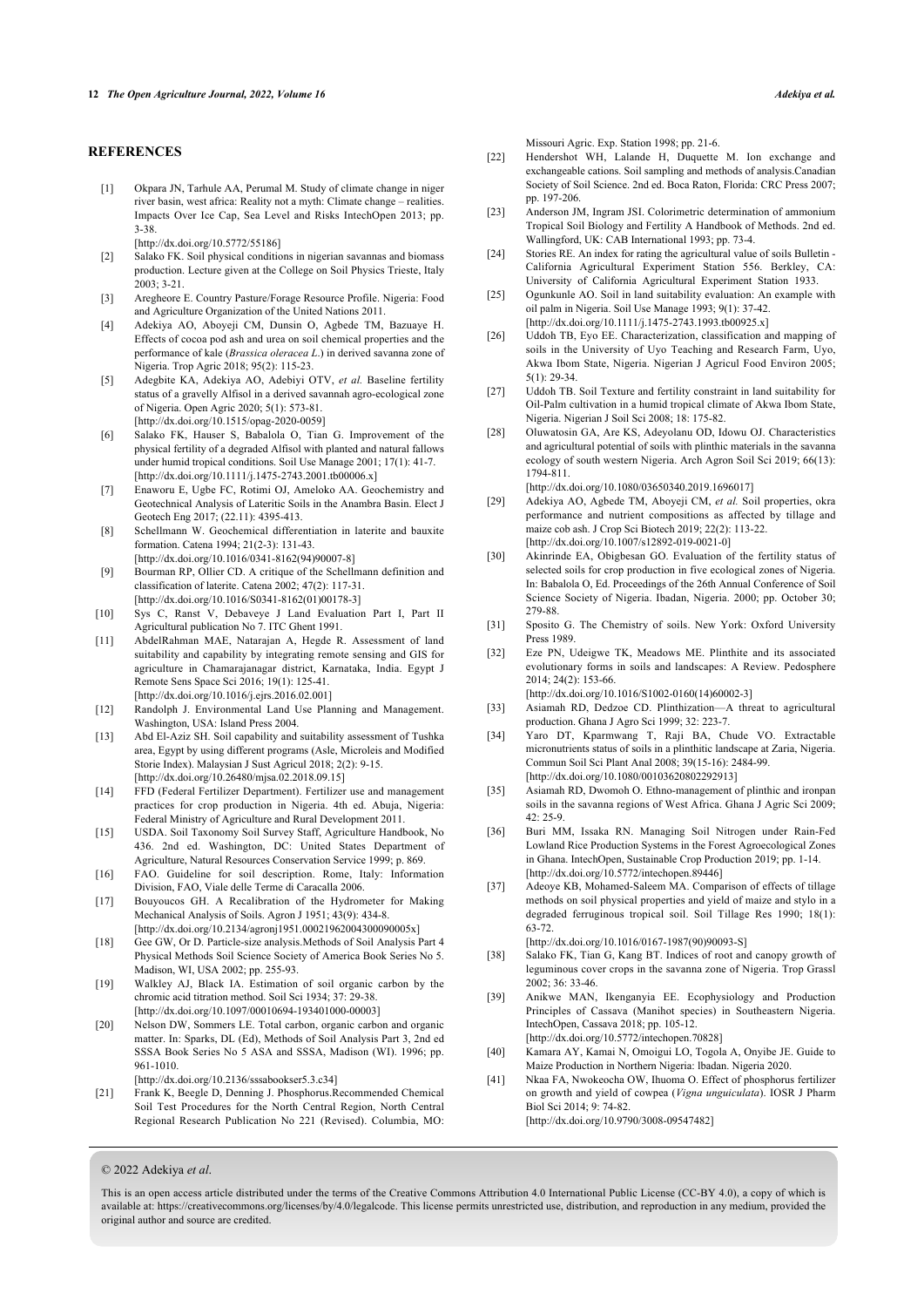## REFERENCES

[1] Okpara JN, Tarhule AA, Perumal M. Study of climate change in niger river basin, west africa: Reality not a myth: Climate change – realities. Impacts Over Ice Cap, Sea Level and Risks IntechOpen 2013; pp. 3-38.
[http://dx.doi.org/10.5772/55186]

[2] Salako FK. Soil physical conditions in nigerian savannas and biomass production. Lecture given at the College on Soil Physics Trieste, Italy 2003; 3-21.

[3] Aregheore E. Country Pasture/Forage Resource Profile. Nigeria: Food and Agriculture Organization of the United Nations 2011.

[4] Adekiya AO, Aboyeji CM, Dunsin O, Agbede TM, Bazuaye H. Effects of cocoa pod ash and urea on soil chemical properties and the performance of kale (*Brassica oleracea L.*) in derived savanna zone of Nigeria. Trop Agric 2018; 95(2): 115-23.

[5] Adegbite KA, Adekiya AO, Adebiyi OTV, *et al.* Baseline fertility status of a gravelly Alfisol in a derived savannah agro-ecological zone of Nigeria. Open Agric 2020; 5(1): 573-81.
[http://dx.doi.org/10.1515/opag-2020-0059]

[6] Salako FK, Hauser S, Babalola O, Tian G. Improvement of the physical fertility of a degraded Alfisol with planted and natural fallows under humid tropical conditions. Soil Use Manage 2001; 17(1): 41-7.
[http://dx.doi.org/10.1111/j.1475-2743.2001.tb00006.x]

[7] Enaworu E, Ugbe FC, Rotimi OJ, Ameloko AA. Geochemistry and Geotechnical Analysis of Lateritic Soils in the Anambra Basin. Elect J Geotech Eng 2017; (22.11): 4395-413.

[8] Schellmann W. Geochemical differentiation in laterite and bauxite formation. Catena 1994; 21(2-3): 131-43.
[http://dx.doi.org/10.1016/0341-8162(94)90007-8]

[9] Bourman RP, Ollier CD. A critique of the Schellmann definition and classification of laterite. Catena 2002; 47(2): 117-31.
[http://dx.doi.org/10.1016/S0341-8162(01)00178-3]

[10] Sys C, Ranst V, Debaveye J Land Evaluation Part I, Part II Agricultural publication No 7. ITC Ghent 1991.

[11] AbdelRahman MAE, Natarajan A, Hegde R. Assessment of land suitability and capability by integrating remote sensing and GIS for agriculture in Chamarajanagar district, Karnataka, India. Egypt J Remote Sens Space Sci 2016; 19(1): 125-41.
[http://dx.doi.org/10.1016/j.ejrs.2016.02.001]

[12] Randolph J. Environmental Land Use Planning and Management. Washington, USA: Island Press 2004.

[13] Abd El-Aziz SH. Soil capability and suitability assessment of Tushka area, Egypt by using different programs (Asle, Microleis and Modified Storie Index). Malaysian J Sust Agricul 2018; 2(2): 9-15.
[http://dx.doi.org/10.26480/mjsa.02.2018.09.15]

[14] FFD (Federal Fertilizer Department). Fertilizer use and management practices for crop production in Nigeria. 4th ed. Abuja, Nigeria: Federal Ministry of Agriculture and Rural Development 2011.

[15] USDA. Soil Taxonomy Soil Survey Staff, Agriculture Handbook, No 436. 2nd ed. Washington, DC: United States Department of Agriculture, Natural Resources Conservation Service 1999; p. 869.

[16] FAO. Guideline for soil description. Rome, Italy: Information Division, FAO, Viale delle Terme di Caracalla 2006.

[17] Bouyoucos GH. A Recalibration of the Hydrometer for Making Mechanical Analysis of Soils. Agron J 1951; 43(9): 434-8.
[http://dx.doi.org/10.2134/agronj1951.00021962004300090005x]

[18] Gee GW, Or D. Particle-size analysis.Methods of Soil Analysis Part 4 Physical Methods Soil Science Society of America Book Series No 5. Madison, WI, USA 2002; pp. 255-93.

[19] Walkley AJ, Black IA. Estimation of soil organic carbon by the chromic acid titration method. Soil Sci 1934; 37: 29-38.
[http://dx.doi.org/10.1097/00010694-193401000-00003]

[20] Nelson DW, Sommers LE. Total carbon, organic carbon and organic matter. In: Sparks, DL (Ed), Methods of Soil Analysis Part 3, 2nd ed SSSA Book Series No 5 ASA and SSSA, Madison (WI). 1996; pp. 961-1010.
[http://dx.doi.org/10.2136/sssabookser5.3.c34]

[21] Frank K, Beegle D, Denning J. Phosphorus.Recommended Chemical Soil Test Procedures for the North Central Region, North Central Regional Research Publication No 221 (Revised). Columbia, MO: Missouri Agric. Exp. Station 1998; pp. 21-6.

[22] Hendershot WH, Lalande H, Duquette M. Ion exchange and exchangeable cations. Soil sampling and methods of analysis.Canadian Society of Soil Science. 2nd ed. Boca Raton, Florida: CRC Press 2007; pp. 197-206.

[23] Anderson JM, Ingram JSI. Colorimetric determination of ammonium Tropical Soil Biology and Fertility A Handbook of Methods. 2nd ed. Wallingford, UK: CAB International 1993; pp. 73-4.

[24] Stories RE. An index for rating the agricultural value of soils Bulletin - California Agricultural Experiment Station 556. Berkley, CA: University of California Agricultural Experiment Station 1933.

[25] Ogunkunle AO. Soil in land suitability evaluation: An example with oil palm in Nigeria. Soil Use Manage 1993; 9(1): 37-42.
[http://dx.doi.org/10.1111/j.1475-2743.1993.tb00925.x]

[26] Uddoh TB, Eyo EE. Characterization, classification and mapping of soils in the University of Uyo Teaching and Research Farm, Uyo, Akwa Ibom State, Nigeria. Nigerian J Agricul Food Environ 2005; 5(1): 29-34.

[27] Uddoh TB. Soil Texture and fertility constraint in land suitability for Oil-Palm cultivation in a humid tropical climate of Akwa Ibom State, Nigeria. Nigerian J Soil Sci 2008; 18: 175-82.

[28] Oluwatosin GA, Are KS, Adeyolanu OD, Idowu OJ. Characteristics and agricultural potential of soils with plinthic materials in the savanna ecology of south western Nigeria. Arch Agron Soil Sci 2019; 66(13): 1794-811.
[http://dx.doi.org/10.1080/03650340.2019.1696017]

[29] Adekiya AO, Agbede TM, Aboyeji CM, *et al.* Soil properties, okra performance and nutrient compositions as affected by tillage and maize cob ash. J Crop Sci Biotech 2019; 22(2): 113-22.
[http://dx.doi.org/10.1007/s12892-019-0021-0]

[30] Akinrinde EA, Obigbesan GO. Evaluation of the fertility status of selected soils for crop production in five ecological zones of Nigeria. In: Babalola O, Ed. Proceedings of the 26th Annual Conference of Soil Science Society of Nigeria. Ibadan, Nigeria. 2000; pp. October 30; 279-88.

[31] Sposito G. The Chemistry of soils. New York: Oxford University Press 1989.

[32] Eze PN, Udeigwe TK, Meadows ME. Plinthite and its associated evolutionary forms in soils and landscapes: A Review. Pedosphere 2014; 24(2): 153-66.
[http://dx.doi.org/10.1016/S1002-0160(14)60002-3]

[33] Asiamah RD, Dedzoe CD. Plinthization—A threat to agricultural production. Ghana J Agro Sci 1999; 32: 223-7.

[34] Yaro DT, Kparmwang T, Raji BA, Chude VO. Extractable micronutrients status of soils in a plinthitic landscape at Zaria, Nigeria. Commun Soil Sci Plant Anal 2008; 39(15-16): 2484-99.
[http://dx.doi.org/10.1080/00103620802292913]

[35] Asiamah RD, Dwomoh O. Ethno-management of plinthic and ironpan soils in the savanna regions of West Africa. Ghana J Agric Sci 2009; 42: 25-9.

[36] Buri MM, Issaka RN. Managing Soil Nitrogen under Rain-Fed Lowland Rice Production Systems in the Forest Agroecological Zones in Ghana. IntechOpen, Sustainable Crop Production 2019; pp. 1-14.
[http://dx.doi.org/10.5772/intechopen.89446]

[37] Adeoye KB, Mohamed-Saleem MA. Comparison of effects of tillage methods on soil physical properties and yield of maize and stylo in a degraded ferruginous tropical soil. Soil Tillage Res 1990; 18(1): 63-72.
[http://dx.doi.org/10.1016/0167-1987(90)90093-S]

[38] Salako FK, Tian G, Kang BT. Indices of root and canopy growth of leguminous cover crops in the savanna zone of Nigeria. Trop Grassl 2002; 36: 33-46.

[39] Anikwe MAN, Ikenganyia EE. Ecophysiology and Production Principles of Cassava (Manihot species) in Southeastern Nigeria. IntechOpen, Cassava 2018; pp. 105-12.
[http://dx.doi.org/10.5772/intechopen.70828]

[40] Kamara AY, Kamai N, Omoigui LO, Togola A, Onyibe JE. Guide to Maize Production in Northern Nigeria: lbadan. Nigeria 2020.

[41] Nkaa FA, Nwokeocha OW, Ihuoma O. Effect of phosphorus fertilizer on growth and yield of cowpea (*Vigna unguiculata*). IOSR J Pharm Biol Sci 2014; 9: 74-82.
[http://dx.doi.org/10.9790/3008-09547482]

© 2022 Adekiya *et al*.

This is an open access article distributed under the terms of the Creative Commons Attribution 4.0 International Public License (CC-BY 4.0), a copy of which is available at: https://creativecommons.org/licenses/by/4.0/legalcode. This license permits unrestricted use, distribution, and reproduction in any medium, provided the original author and source are credited.